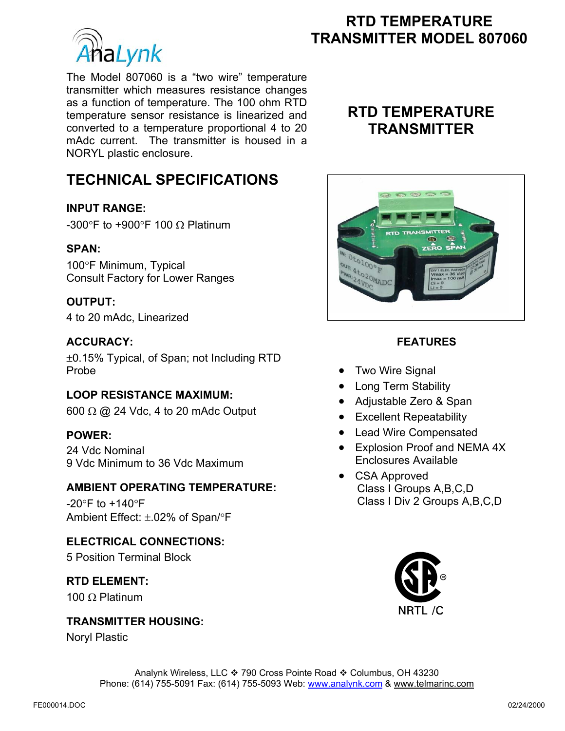# RTD TEMPERATURE TRANSMITTER MODEL 807060

AnaLynk

The Model 807060 is a "two wire" temperature transmitter which measures resistance changes as a function of temperature. The 100 ohm RTD temperature sensor resistance is linearized and converted to a temperature proportional 4 to 20 mAdc current. The transmitter is housed in a NORYL plastic enclosure.

## RTD TEMPERATURE TRANSMITTER

## TECHNICAL SPECIFICATIONS

**INPUT RANGE:**

-300°F to +900°F 100 Ω Platinum

**SPAN:**

100°F Minimum, Typical
Consult Factory for Lower Ranges

**OUTPUT:**

4 to 20 mAdc, Linearized

**ACCURACY:**

±0.15% Typical, of Span; not Including RTD Probe

**LOOP RESISTANCE MAXIMUM:**

600 Ω @ 24 Vdc, 4 to 20 mAdc Output

**POWER:**

24 Vdc Nominal
9 Vdc Minimum to 36 Vdc Maximum

**AMBIENT OPERATING TEMPERATURE:**

-20°F to +140°F
Ambient Effect: ±.02% of Span/°F

**ELECTRICAL CONNECTIONS:**

5 Position Terminal Block

**RTD ELEMENT:**

100 Ω Platinum

**TRANSMITTER HOUSING:**

Noryl Plastic

### FEATURES

- Two Wire Signal
- Long Term Stability
- Adjustable Zero & Span
- Excellent Repeatability
- Lead Wire Compensated
- Explosion Proof and NEMA 4X Enclosures Available
- CSA Approved
  Class I Groups A,B,C,D
  Class I Div 2 Groups A,B,C,D

NRTL /C

Analynk Wireless, LLC ❖ 790 Cross Pointe Road ❖ Columbus, OH 43230
Phone: (614) 755-5091 Fax: (614) 755-5093 Web: www.analynk.com & www.telmarinc.com

FE000014.DOC 02/24/2000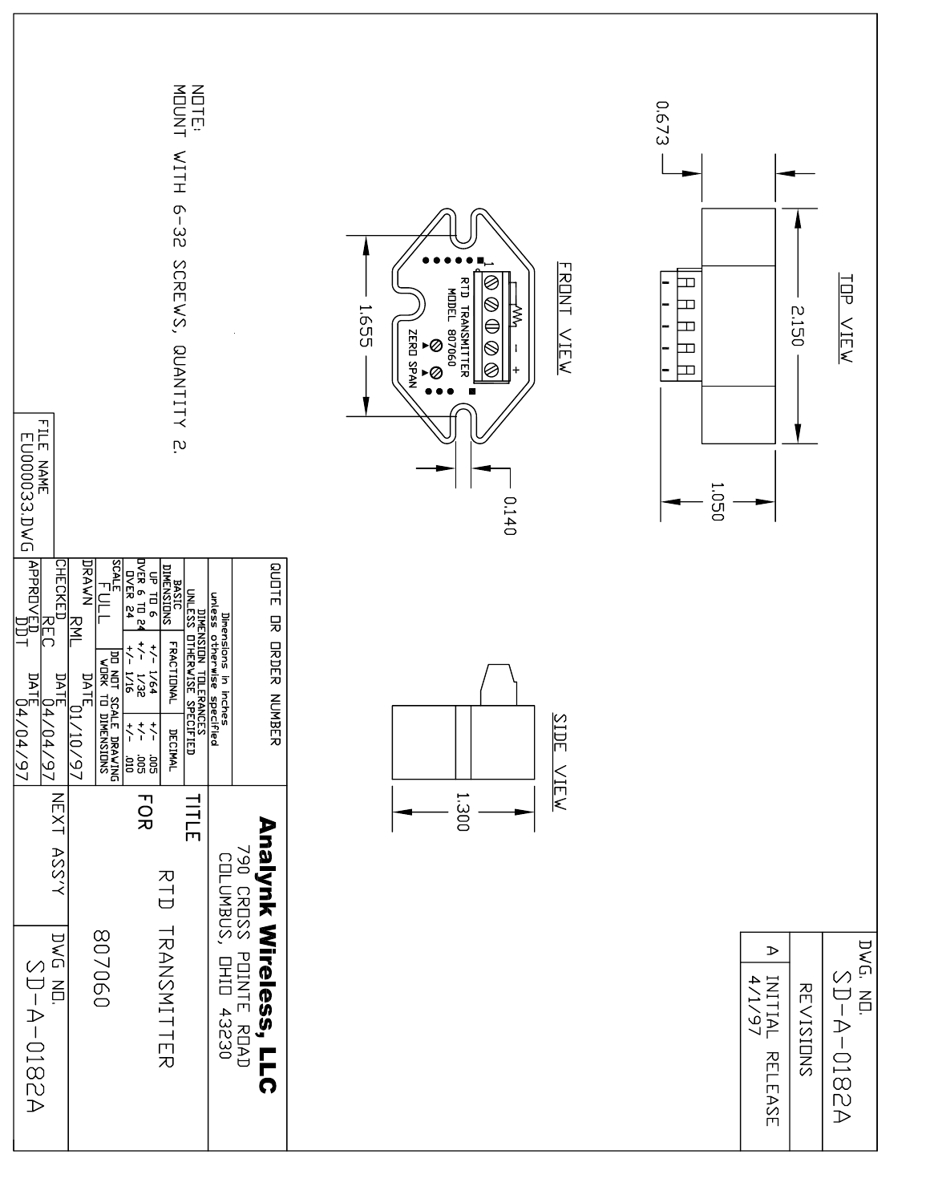**TOP VIEW**

0.673

2.150

1.050

**FRONT VIEW**

RTD TRANSMITTER
MODEL 807060

ZERO SPAN

1.655

0.140

**SIDE VIEW**

1.300

NOTE:
MOUNT WITH 6-32 SCREWS, QUANTITY 2.

FILE NAME
EU000033.DWG

DWG. NO.
SD-A-0182A

| REVISIONS | |
|---|---|
| A | INITIAL RELEASE 4/1/97 |

QUOTE OR ORDER NUMBER

Dimensions in inches unless otherwise specified

| DIMENSION TOLERANCES UNLESS OTHERWISE SPECIFIED | | |
|---|---|---|
| BASIC DIMENSIONS | FRACTIONAL | DECIMAL |
| UP TO 6 | +/- 1/64 | +/- .005 |
| OVER 6 TO 24 | +/- 1/32 | +/- .005 |
| OVER 24 | +/- 1/16 | +/- .010 |

SCALE FULL — DO NOT SCALE DRAWING WORK TO DIMENSIONS

| | | DATE |
|---|---|---|
| DRAWN | RML | 01/10/97 |
| CHECKED | REC | 04/04/97 |
| APPROVED | DDT | 04/04/97 |

**Analynk Wireless, LLC**
790 CROSS POINTE ROAD
COLUMBUS, OHIO 43230

TITLE
RTD TRANSMITTER

FOR
807060

NEXT ASS'Y

DWG NO.
SD-A-0182A